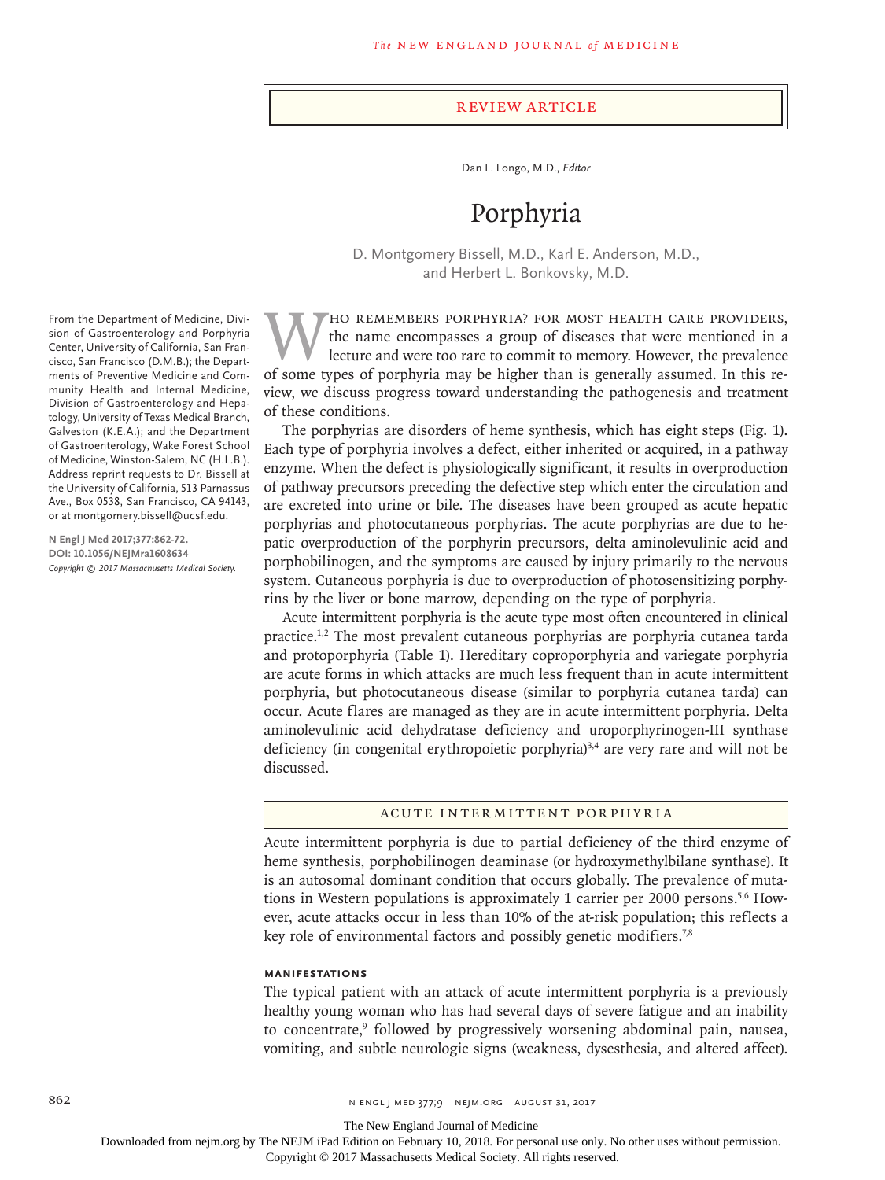Review Article

Dan L. Longo, M.D., *Editor*

# Porphyria

D. Montgomery Bissell, M.D., Karl E. Anderson, M.D., and Herbert L. Bonkovsky, M.D.

From the Department of Medicine, Division of Gastroenterology and Porphyria Center, University of California, San Francisco, San Francisco (D.M.B.); the Departments of Preventive Medicine and Community Health and Internal Medicine, Division of Gastroenterology and Hepatology, University of Texas Medical Branch, Galveston (K.E.A.); and the Department of Gastroenterology, Wake Forest School of Medicine, Winston-Salem, NC (H.L.B.). Address reprint requests to Dr. Bissell at the University of California, 513 Parnassus Ave., Box 0538, San Francisco, CA 94143, or at montgomery.bissell@ucsf.edu.

**N Engl J Med 2017;377:862-72.**
**DOI: 10.1056/NEJMra1608634**
*Copyright © 2017 Massachusetts Medical Society.*

Who remembers porphyria? For most health care providers, the name encompasses a group of diseases that were mentioned in a lecture and were too rare to commit to memory. However, the prevalence of some types of porphyria may be higher than is generally assumed. In this review, we discuss progress toward understanding the pathogenesis and treatment of these conditions.

The porphyrias are disorders of heme synthesis, which has eight steps (Fig. 1). Each type of porphyria involves a defect, either inherited or acquired, in a pathway enzyme. When the defect is physiologically significant, it results in overproduction of pathway precursors preceding the defective step which enter the circulation and are excreted into urine or bile. The diseases have been grouped as acute hepatic porphyrias and photocutaneous porphyrias. The acute porphyrias are due to hepatic overproduction of the porphyrin precursors, delta aminolevulinic acid and porphobilinogen, and the symptoms are caused by injury primarily to the nervous system. Cutaneous porphyria is due to overproduction of photosensitizing porphyrins by the liver or bone marrow, depending on the type of porphyria.

Acute intermittent porphyria is the acute type most often encountered in clinical practice.[1,2] The most prevalent cutaneous porphyrias are porphyria cutanea tarda and protoporphyria (Table 1). Hereditary coproporphyria and variegate porphyria are acute forms in which attacks are much less frequent than in acute intermittent porphyria, but photocutaneous disease (similar to porphyria cutanea tarda) can occur. Acute flares are managed as they are in acute intermittent porphyria. Delta aminolevulinic acid dehydratase deficiency and uroporphyrinogen-III synthase deficiency (in congenital erythropoietic porphyria)[3,4] are very rare and will not be discussed.

## Acute Intermittent Porphyria

Acute intermittent porphyria is due to partial deficiency of the third enzyme of heme synthesis, porphobilinogen deaminase (or hydroxymethylbilane synthase). It is an autosomal dominant condition that occurs globally. The prevalence of mutations in Western populations is approximately 1 carrier per 2000 persons.[5,6] However, acute attacks occur in less than 10% of the at-risk population; this reflects a key role of environmental factors and possibly genetic modifiers.[7,8]

### Manifestations

The typical patient with an attack of acute intermittent porphyria is a previously healthy young woman who has had several days of severe fatigue and an inability to concentrate,[9] followed by progressively worsening abdominal pain, nausea, vomiting, and subtle neurologic signs (weakness, dysesthesia, and altered affect).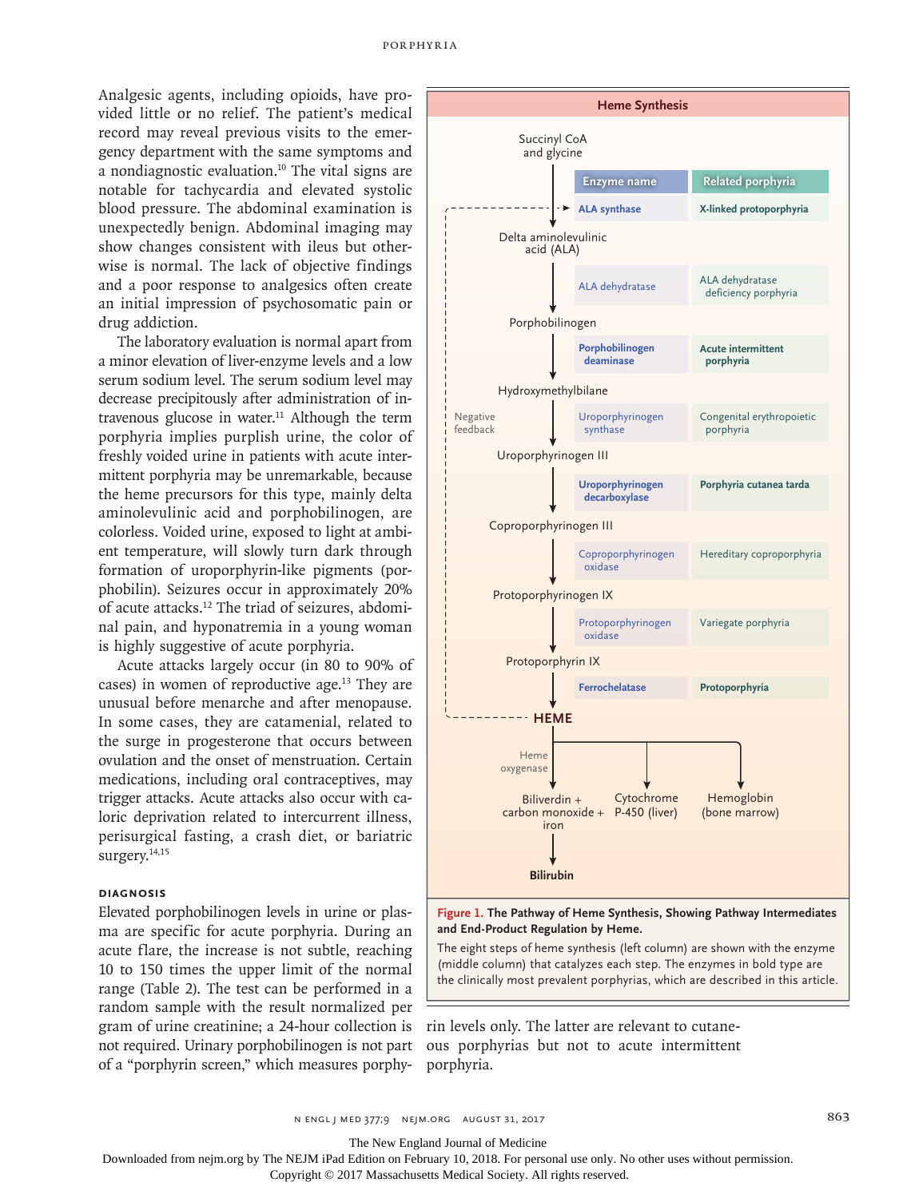Analgesic agents, including opioids, have provided little or no relief. The patient's medical record may reveal previous visits to the emergency department with the same symptoms and a nondiagnostic evaluation.[10] The vital signs are notable for tachycardia and elevated systolic blood pressure. The abdominal examination is unexpectedly benign. Abdominal imaging may show changes consistent with ileus but otherwise is normal. The lack of objective findings and a poor response to analgesics often create an initial impression of psychosomatic pain or drug addiction.

The laboratory evaluation is normal apart from a minor elevation of liver-enzyme levels and a low serum sodium level. The serum sodium level may decrease precipitously after administration of intravenous glucose in water.[11] Although the term porphyria implies purplish urine, the color of freshly voided urine in patients with acute intermittent porphyria may be unremarkable, because the heme precursors for this type, mainly delta aminolevulinic acid and porphobilinogen, are colorless. Voided urine, exposed to light at ambient temperature, will slowly turn dark through formation of uroporphyrin-like pigments (porphobilin). Seizures occur in approximately 20% of acute attacks.[12] The triad of seizures, abdominal pain, and hyponatremia in a young woman is highly suggestive of acute porphyria.

Acute attacks largely occur (in 80 to 90% of cases) in women of reproductive age.[13] They are unusual before menarche and after menopause. In some cases, they are catamenial, related to the surge in progesterone that occurs between ovulation and the onset of menstruation. Certain medications, including oral contraceptives, may trigger attacks. Acute attacks also occur with caloric deprivation related to intercurrent illness, perisurgical fasting, a crash diet, or bariatric surgery.[14,15]

## Diagnosis

Elevated porphobilinogen levels in urine or plasma are specific for acute porphyria. During an acute flare, the increase is not subtle, reaching 10 to 150 times the upper limit of the normal range (Table 2). The test can be performed in a random sample with the result normalized per gram of urine creatinine; a 24-hour collection is not required. Urinary porphobilinogen is not part of a "porphyrin screen," which measures porphyrin levels only. The latter are relevant to cutaneous porphyrias but not to acute intermittent porphyria.

**Heme Synthesis**

| Pathway intermediate | Enzyme name | Related porphyria |
|---|---|---|
| Succinyl CoA and glycine | **ALA synthase** | **X-linked protoporphyria** |
| Delta aminolevulinic acid (ALA) | ALA dehydratase | ALA dehydratase deficiency porphyria |
| Porphobilinogen | **Porphobilinogen deaminase** | **Acute intermittent porphyria** |
| Hydroxymethylbilane | Uroporphyrinogen synthase | Congenital erythropoietic porphyria |
| Uroporphyrinogen III | **Uroporphyrinogen decarboxylase** | **Porphyria cutanea tarda** |
| Coproporphyrinogen III | Coproporphyrinogen oxidase | Hereditary coproporphyria |
| Protoporphyrinogen IX | Protoporphyrinogen oxidase | Variegate porphyria |
| Protoporphyrin IX | **Ferrochelatase** | **Protoporphyria** |
| **HEME** | | |

Negative feedback (HEME → ALA synthase)

HEME → Heme oxygenase → Biliverdin + carbon monoxide + iron → **Bilirubin**; HEME → Cytochrome P-450 (liver); HEME → Hemoglobin (bone marrow)

**Figure 1. The Pathway of Heme Synthesis, Showing Pathway Intermediates and End-Product Regulation by Heme.**

The eight steps of heme synthesis (left column) are shown with the enzyme (middle column) that catalyzes each step. The enzymes in bold type are the clinically most prevalent porphyrias, which are described in this article.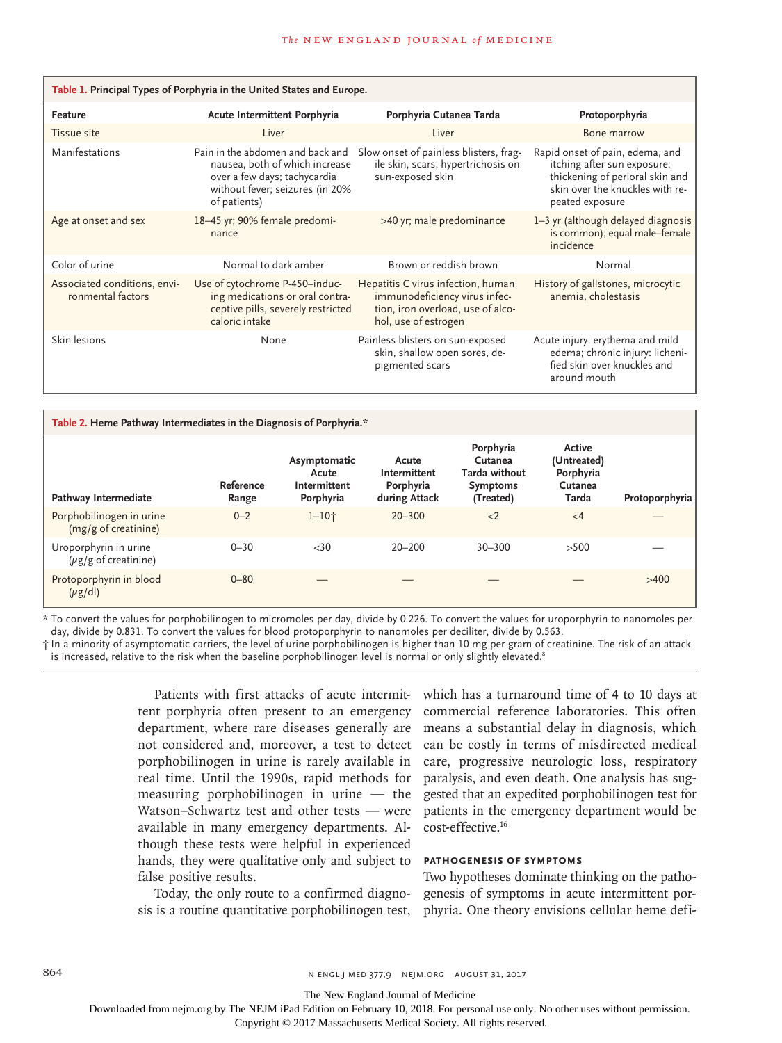**Table 1. Principal Types of Porphyria in the United States and Europe.**

| Feature | Acute Intermittent Porphyria | Porphyria Cutanea Tarda | Protoporphyria |
|---|---|---|---|
| Tissue site | Liver | Liver | Bone marrow |
| Manifestations | Pain in the abdomen and back and nausea, both of which increase over a few days; tachycardia without fever; seizures (in 20% of patients) | Slow onset of painless blisters, fragile skin, scars, hypertrichosis on sun-exposed skin | Rapid onset of pain, edema, and itching after sun exposure; thickening of perioral skin and skin over the knuckles with repeated exposure |
| Age at onset and sex | 18–45 yr; 90% female predominance | >40 yr; male predominance | 1–3 yr (although delayed diagnosis is common); equal male–female incidence |
| Color of urine | Normal to dark amber | Brown or reddish brown | Normal |
| Associated conditions, environmental factors | Use of cytochrome P-450–inducing medications or oral contraceptive pills, severely restricted caloric intake | Hepatitis C virus infection, human immunodeficiency virus infection, iron overload, use of alcohol, use of estrogen | History of gallstones, microcytic anemia, cholestasis |
| Skin lesions | None | Painless blisters on sun-exposed skin, shallow open sores, depigmented scars | Acute injury: erythema and mild edema; chronic injury: lichenified skin over knuckles and around mouth |

**Table 2. Heme Pathway Intermediates in the Diagnosis of Porphyria.***

| Pathway Intermediate | Reference Range | Asymptomatic Acute Intermittent Porphyria | Acute Intermittent Porphyria during Attack | Porphyria Cutanea Tarda without Symptoms (Treated) | Active (Untreated) Porphyria Cutanea Tarda | Protoporphyria |
|---|---|---|---|---|---|---|
| Porphobilinogen in urine (mg/g of creatinine) | 0–2 | 1–10† | 20–300 | <2 | <4 | — |
| Uroporphyrin in urine (μg/g of creatinine) | 0–30 | <30 | 20–200 | 30–300 | >500 | — |
| Protoporphyrin in blood (μg/dl) | 0–80 | — | — | — | — | >400 |

\* To convert the values for porphobilinogen to micromoles per day, divide by 0.226. To convert the values for uroporphyrin to nanomoles per day, divide by 0.831. To convert the values for blood protoporphyrin to nanomoles per deciliter, divide by 0.563.

† In a minority of asymptomatic carriers, the level of urine porphobilinogen is higher than 10 mg per gram of creatinine. The risk of an attack is increased, relative to the risk when the baseline porphobilinogen level is normal or only slightly elevated.[8]

Patients with first attacks of acute intermittent porphyria often present to an emergency department, where rare diseases generally are not considered and, moreover, a test to detect porphobilinogen in urine is rarely available in real time. Until the 1990s, rapid methods for measuring porphobilinogen in urine — the Watson–Schwartz test and other tests — were available in many emergency departments. Although these tests were helpful in experienced hands, they were qualitative only and subject to false positive results.

Today, the only route to a confirmed diagnosis is a routine quantitative porphobilinogen test, which has a turnaround time of 4 to 10 days at commercial reference laboratories. This often means a substantial delay in diagnosis, which can be costly in terms of misdirected medical care, progressive neurologic loss, respiratory paralysis, and even death. One analysis has suggested that an expedited porphobilinogen test for patients in the emergency department would be cost-effective.[16]

### Pathogenesis of Symptoms

Two hypotheses dominate thinking on the pathogenesis of symptoms in acute intermittent porphyria. One theory envisions cellular heme defi-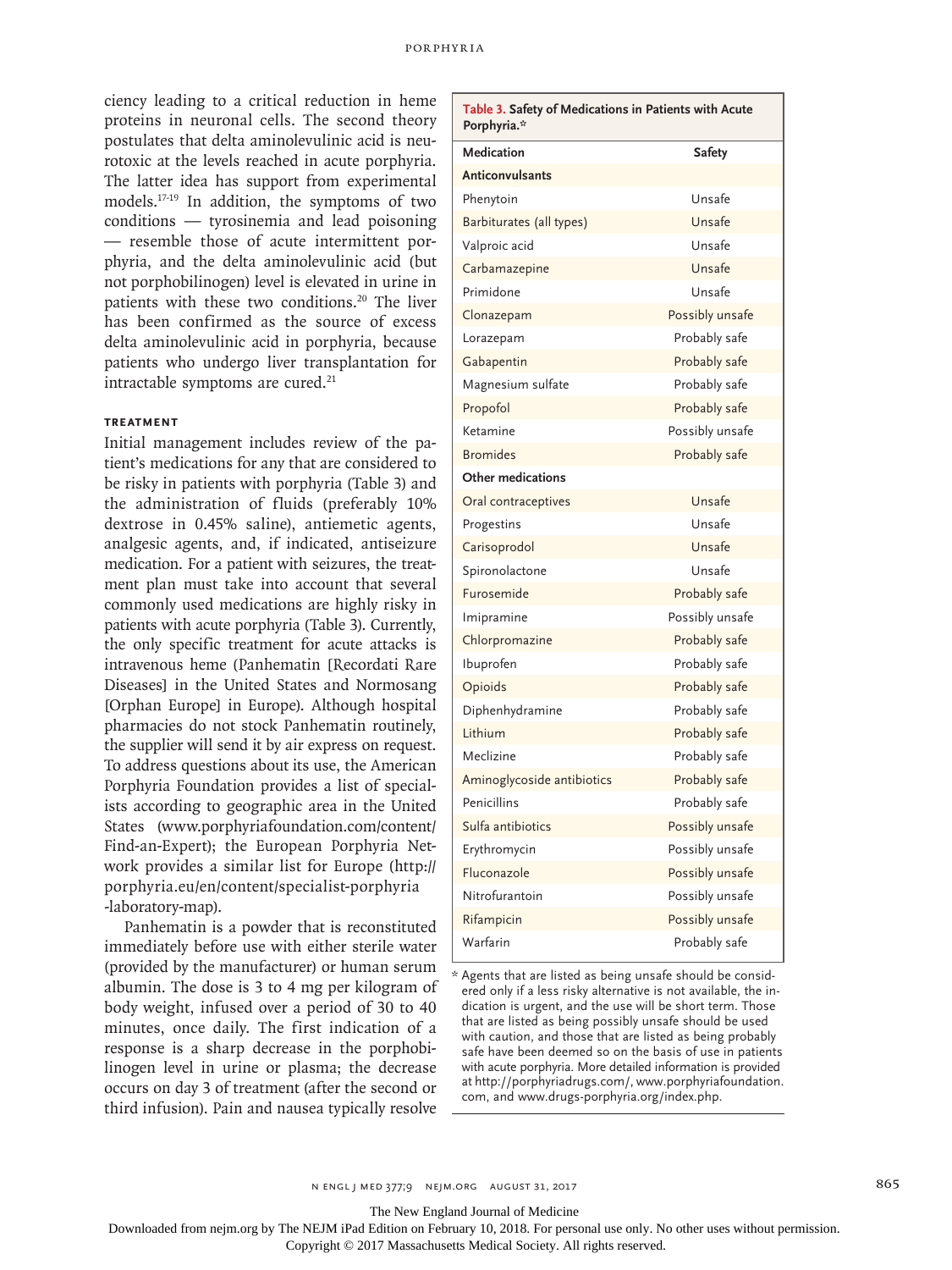ciency leading to a critical reduction in heme proteins in neuronal cells. The second theory postulates that delta aminolevulinic acid is neurotoxic at the levels reached in acute porphyria. The latter idea has support from experimental models.[17-19] In addition, the symptoms of two conditions — tyrosinemia and lead poisoning — resemble those of acute intermittent porphyria, and the delta aminolevulinic acid (but not porphobilinogen) level is elevated in urine in patients with these two conditions.[20] The liver has been confirmed as the source of excess delta aminolevulinic acid in porphyria, because patients who undergo liver transplantation for intractable symptoms are cured.[21]

### TREATMENT

Initial management includes review of the patient's medications for any that are considered to be risky in patients with porphyria (Table 3) and the administration of fluids (preferably 10% dextrose in 0.45% saline), antiemetic agents, analgesic agents, and, if indicated, antiseizure medication. For a patient with seizures, the treatment plan must take into account that several commonly used medications are highly risky in patients with acute porphyria (Table 3). Currently, the only specific treatment for acute attacks is intravenous heme (Panhematin [Recordati Rare Diseases] in the United States and Normosang [Orphan Europe] in Europe). Although hospital pharmacies do not stock Panhematin routinely, the supplier will send it by air express on request. To address questions about its use, the American Porphyria Foundation provides a list of specialists according to geographic area in the United States (www.porphyriafoundation.com/content/Find-an-Expert); the European Porphyria Network provides a similar list for Europe (http://porphyria.eu/en/content/specialist-porphyria-laboratory-map).

Panhematin is a powder that is reconstituted immediately before use with either sterile water (provided by the manufacturer) or human serum albumin. The dose is 3 to 4 mg per kilogram of body weight, infused over a period of 30 to 40 minutes, once daily. The first indication of a response is a sharp decrease in the porphobilinogen level in urine or plasma; the decrease occurs on day 3 of treatment (after the second or third infusion). Pain and nausea typically resolve

**Table 3. Safety of Medications in Patients with Acute Porphyria.***

| Medication | Safety |
|---|---|
| **Anticonvulsants** | |
| Phenytoin | Unsafe |
| Barbiturates (all types) | Unsafe |
| Valproic acid | Unsafe |
| Carbamazepine | Unsafe |
| Primidone | Unsafe |
| Clonazepam | Possibly unsafe |
| Lorazepam | Probably safe |
| Gabapentin | Probably safe |
| Magnesium sulfate | Probably safe |
| Propofol | Probably safe |
| Ketamine | Possibly unsafe |
| Bromides | Probably safe |
| **Other medications** | |
| Oral contraceptives | Unsafe |
| Progestins | Unsafe |
| Carisoprodol | Unsafe |
| Spironolactone | Unsafe |
| Furosemide | Probably safe |
| Imipramine | Possibly unsafe |
| Chlorpromazine | Probably safe |
| Ibuprofen | Probably safe |
| Opioids | Probably safe |
| Diphenhydramine | Probably safe |
| Lithium | Probably safe |
| Meclizine | Probably safe |
| Aminoglycoside antibiotics | Probably safe |
| Penicillins | Probably safe |
| Sulfa antibiotics | Possibly unsafe |
| Erythromycin | Possibly unsafe |
| Fluconazole | Possibly unsafe |
| Nitrofurantoin | Possibly unsafe |
| Rifampicin | Possibly unsafe |
| Warfarin | Probably safe |

\* Agents that are listed as being unsafe should be considered only if a less risky alternative is not available, the indication is urgent, and the use will be short term. Those that are listed as being possibly unsafe should be used with caution, and those that are listed as being probably safe have been deemed so on the basis of use in patients with acute porphyria. More detailed information is provided at http://porphyriadrugs.com/, www.porphyriafoundation.com, and www.drugs-porphyria.org/index.php.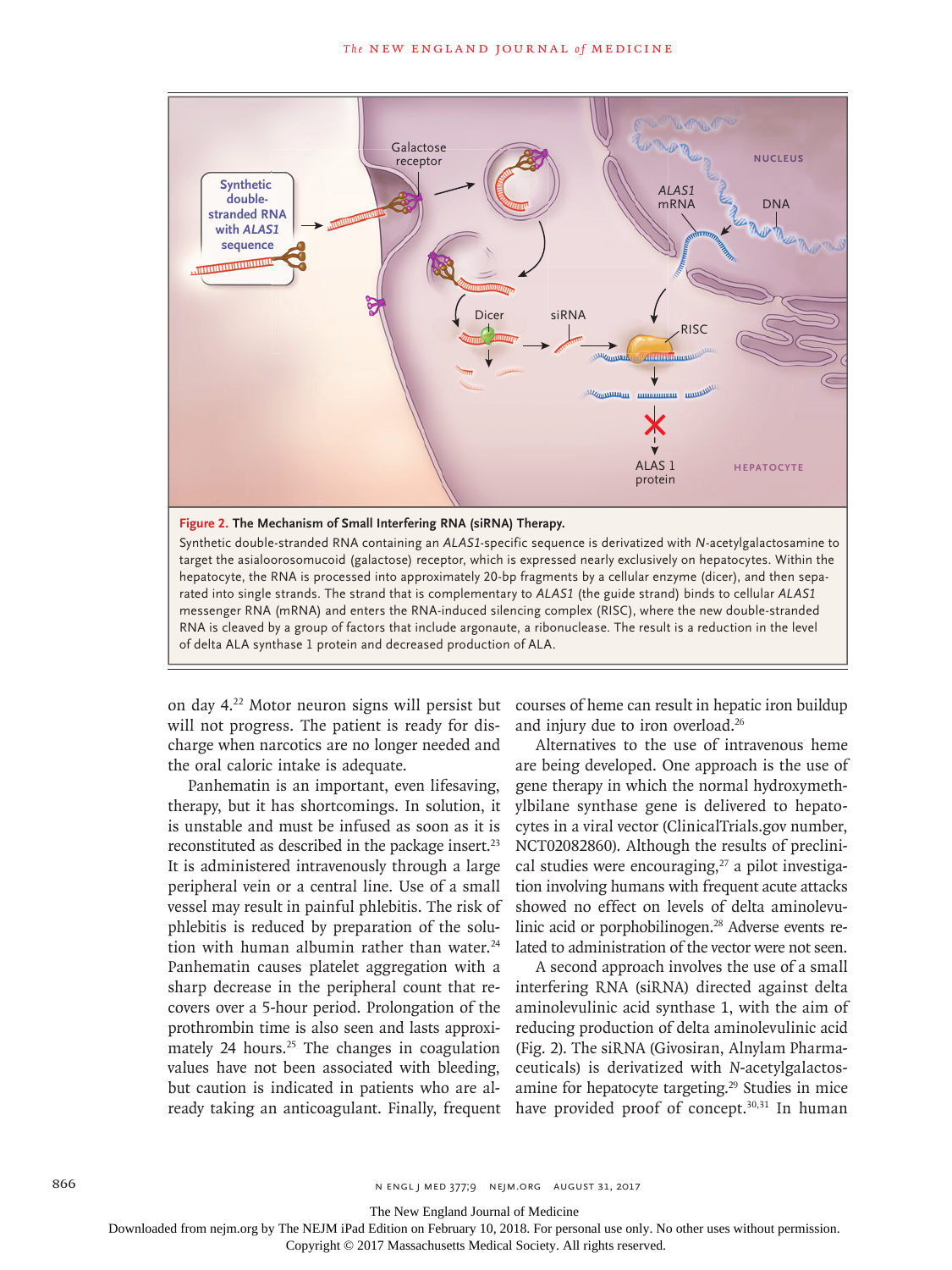**Figure 2. The Mechanism of Small Interfering RNA (siRNA) Therapy.**

Synthetic double-stranded RNA containing an *ALAS1*-specific sequence is derivatized with *N*-acetylgalactosamine to target the asialoorosomucoid (galactose) receptor, which is expressed nearly exclusively on hepatocytes. Within the hepatocyte, the RNA is processed into approximately 20-bp fragments by a cellular enzyme (dicer), and then separated into single strands. The strand that is complementary to *ALAS1* (the guide strand) binds to cellular *ALAS1* messenger RNA (mRNA) and enters the RNA-induced silencing complex (RISC), where the new double-stranded RNA is cleaved by a group of factors that include argonaute, a ribonuclease. The result is a reduction in the level of delta ALA synthase 1 protein and decreased production of ALA.

on day 4.[22] Motor neuron signs will persist but will not progress. The patient is ready for discharge when narcotics are no longer needed and the oral caloric intake is adequate.

Panhematin is an important, even lifesaving, therapy, but it has shortcomings. In solution, it is unstable and must be infused as soon as it is reconstituted as described in the package insert.[23] It is administered intravenously through a large peripheral vein or a central line. Use of a small vessel may result in painful phlebitis. The risk of phlebitis is reduced by preparation of the solution with human albumin rather than water.[24] Panhematin causes platelet aggregation with a sharp decrease in the peripheral count that recovers over a 5-hour period. Prolongation of the prothrombin time is also seen and lasts approximately 24 hours.[25] The changes in coagulation values have not been associated with bleeding, but caution is indicated in patients who are already taking an anticoagulant. Finally, frequent courses of heme can result in hepatic iron buildup and injury due to iron overload.[26]

Alternatives to the use of intravenous heme are being developed. One approach is the use of gene therapy in which the normal hydroxymethylbilane synthase gene is delivered to hepatocytes in a viral vector (ClinicalTrials.gov number, NCT02082860). Although the results of preclinical studies were encouraging,[27] a pilot investigation involving humans with frequent acute attacks showed no effect on levels of delta aminolevulinic acid or porphobilinogen.[28] Adverse events related to administration of the vector were not seen.

A second approach involves the use of a small interfering RNA (siRNA) directed against delta aminolevulinic acid synthase 1, with the aim of reducing production of delta aminolevulinic acid (Fig. 2). The siRNA (Givosiran, Alnylam Pharmaceuticals) is derivatized with *N*-acetylgalactosamine for hepatocyte targeting.[29] Studies in mice have provided proof of concept.[30,31] In human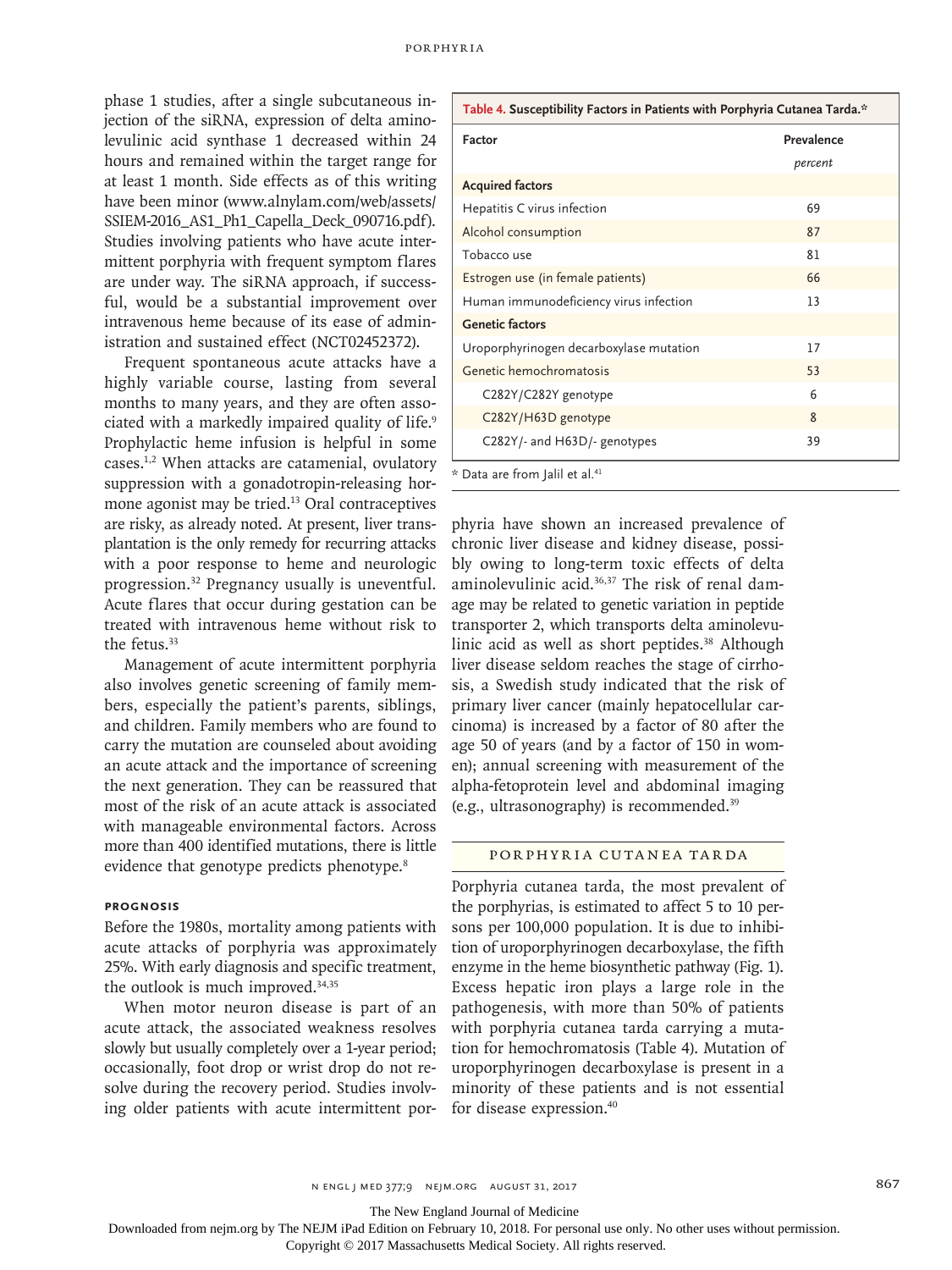phase 1 studies, after a single subcutaneous injection of the siRNA, expression of delta aminolevulinic acid synthase 1 decreased within 24 hours and remained within the target range for at least 1 month. Side effects as of this writing have been minor (www.alnylam.com/web/assets/SSIEM-2016_AS1_Ph1_Capella_Deck_090716.pdf). Studies involving patients who have acute intermittent porphyria with frequent symptom flares are under way. The siRNA approach, if successful, would be a substantial improvement over intravenous heme because of its ease of administration and sustained effect (NCT02452372).

Frequent spontaneous acute attacks have a highly variable course, lasting from several months to many years, and they are often associated with a markedly impaired quality of life.[9] Prophylactic heme infusion is helpful in some cases.[1,2] When attacks are catamenial, ovulatory suppression with a gonadotropin-releasing hormone agonist may be tried.[13] Oral contraceptives are risky, as already noted. At present, liver transplantation is the only remedy for recurring attacks with a poor response to heme and neurologic progression.[32] Pregnancy usually is uneventful. Acute flares that occur during gestation can be treated with intravenous heme without risk to the fetus.[33]

Management of acute intermittent porphyria also involves genetic screening of family members, especially the patient's parents, siblings, and children. Family members who are found to carry the mutation are counseled about avoiding an acute attack and the importance of screening the next generation. They can be reassured that most of the risk of an acute attack is associated with manageable environmental factors. Across more than 400 identified mutations, there is little evidence that genotype predicts phenotype.[8]

### PROGNOSIS

Before the 1980s, mortality among patients with acute attacks of porphyria was approximately 25%. With early diagnosis and specific treatment, the outlook is much improved.[34,35]

When motor neuron disease is part of an acute attack, the associated weakness resolves slowly but usually completely over a 1-year period; occasionally, foot drop or wrist drop do not resolve during the recovery period. Studies involving older patients with acute intermittent porphyria have shown an increased prevalence of chronic liver disease and kidney disease, possibly owing to long-term toxic effects of delta aminolevulinic acid.[36,37] The risk of renal damage may be related to genetic variation in peptide transporter 2, which transports delta aminolevulinic acid as well as short peptides.[38] Although liver disease seldom reaches the stage of cirrhosis, a Swedish study indicated that the risk of primary liver cancer (mainly hepatocellular carcinoma) is increased by a factor of 80 after the age 50 of years (and by a factor of 150 in women); annual screening with measurement of the alpha-fetoprotein level and abdominal imaging (e.g., ultrasonography) is recommended.[39]

**Table 4. Susceptibility Factors in Patients with Porphyria Cutanea Tarda.***

| Factor | Prevalence (*percent*) |
|---|---|
| **Acquired factors** | |
| Hepatitis C virus infection | 69 |
| Alcohol consumption | 87 |
| Tobacco use | 81 |
| Estrogen use (in female patients) | 66 |
| Human immunodeficiency virus infection | 13 |
| **Genetic factors** | |
| Uroporphyrinogen decarboxylase mutation | 17 |
| Genetic hemochromatosis | 53 |
| C282Y/C282Y genotype | 6 |
| C282Y/H63D genotype | 8 |
| C282Y/- and H63D/- genotypes | 39 |

* Data are from Jalil et al.[41]

## PORPHYRIA CUTANEA TARDA

Porphyria cutanea tarda, the most prevalent of the porphyrias, is estimated to affect 5 to 10 persons per 100,000 population. It is due to inhibition of uroporphyrinogen decarboxylase, the fifth enzyme in the heme biosynthetic pathway (Fig. 1). Excess hepatic iron plays a large role in the pathogenesis, with more than 50% of patients with porphyria cutanea tarda carrying a mutation for hemochromatosis (Table 4). Mutation of uroporphyrinogen decarboxylase is present in a minority of these patients and is not essential for disease expression.[40]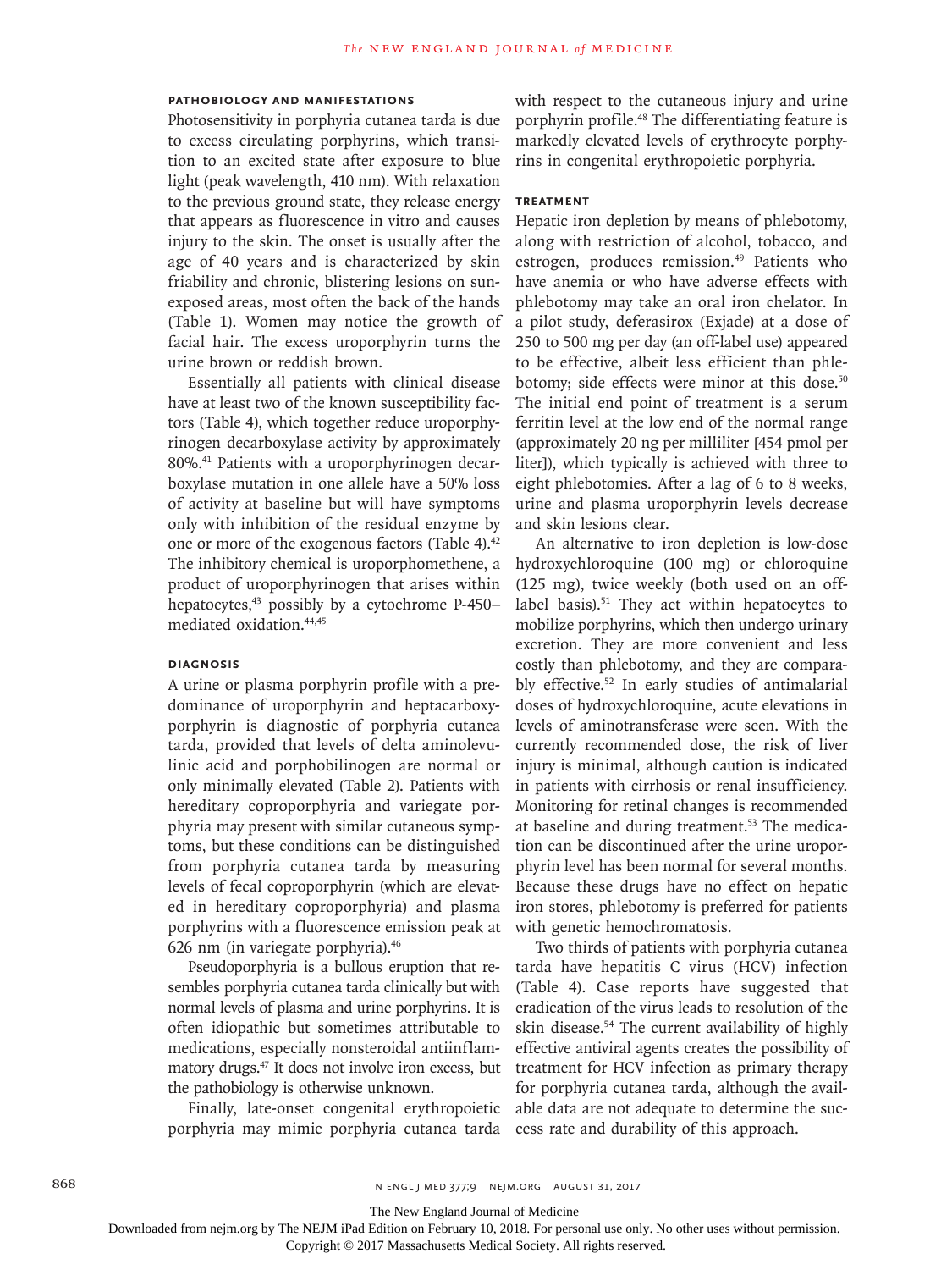### Pathobiology and Manifestations

Photosensitivity in porphyria cutanea tarda is due to excess circulating porphyrins, which transition to an excited state after exposure to blue light (peak wavelength, 410 nm). With relaxation to the previous ground state, they release energy that appears as fluorescence in vitro and causes injury to the skin. The onset is usually after the age of 40 years and is characterized by skin friability and chronic, blistering lesions on sun-exposed areas, most often the back of the hands (Table 1). Women may notice the growth of facial hair. The excess uroporphyrin turns the urine brown or reddish brown.

Essentially all patients with clinical disease have at least two of the known susceptibility factors (Table 4), which together reduce uroporphyrinogen decarboxylase activity by approximately 80%.[41] Patients with a uroporphyrinogen decarboxylase mutation in one allele have a 50% loss of activity at baseline but will have symptoms only with inhibition of the residual enzyme by one or more of the exogenous factors (Table 4).[42] The inhibitory chemical is uroporphomethene, a product of uroporphyrinogen that arises within hepatocytes,[43] possibly by a cytochrome P-450–mediated oxidation.[44,45]

### Diagnosis

A urine or plasma porphyrin profile with a predominance of uroporphyrin and heptacarboxyporphyrin is diagnostic of porphyria cutanea tarda, provided that levels of delta aminolevulinic acid and porphobilinogen are normal or only minimally elevated (Table 2). Patients with hereditary coproporphyria and variegate porphyria may present with similar cutaneous symptoms, but these conditions can be distinguished from porphyria cutanea tarda by measuring levels of fecal coproporphyrin (which are elevated in hereditary coproporphyria) and plasma porphyrins with a fluorescence emission peak at 626 nm (in variegate porphyria).[46]

Pseudoporphyria is a bullous eruption that resembles porphyria cutanea tarda clinically but with normal levels of plasma and urine porphyrins. It is often idiopathic but sometimes attributable to medications, especially nonsteroidal antiinflammatory drugs.[47] It does not involve iron excess, but the pathobiology is otherwise unknown.

Finally, late-onset congenital erythropoietic porphyria may mimic porphyria cutanea tarda with respect to the cutaneous injury and urine porphyrin profile.[48] The differentiating feature is markedly elevated levels of erythrocyte porphyrins in congenital erythropoietic porphyria.

### Treatment

Hepatic iron depletion by means of phlebotomy, along with restriction of alcohol, tobacco, and estrogen, produces remission.[49] Patients who have anemia or who have adverse effects with phlebotomy may take an oral iron chelator. In a pilot study, deferasirox (Exjade) at a dose of 250 to 500 mg per day (an off-label use) appeared to be effective, albeit less efficient than phlebotomy; side effects were minor at this dose.[50] The initial end point of treatment is a serum ferritin level at the low end of the normal range (approximately 20 ng per milliliter [454 pmol per liter]), which typically is achieved with three to eight phlebotomies. After a lag of 6 to 8 weeks, urine and plasma uroporphyrin levels decrease and skin lesions clear.

An alternative to iron depletion is low-dose hydroxychloroquine (100 mg) or chloroquine (125 mg), twice weekly (both used on an off-label basis).[51] They act within hepatocytes to mobilize porphyrins, which then undergo urinary excretion. They are more convenient and less costly than phlebotomy, and they are comparably effective.[52] In early studies of antimalarial doses of hydroxychloroquine, acute elevations in levels of aminotransferase were seen. With the currently recommended dose, the risk of liver injury is minimal, although caution is indicated in patients with cirrhosis or renal insufficiency. Monitoring for retinal changes is recommended at baseline and during treatment.[53] The medication can be discontinued after the urine uroporphyrin level has been normal for several months. Because these drugs have no effect on hepatic iron stores, phlebotomy is preferred for patients with genetic hemochromatosis.

Two thirds of patients with porphyria cutanea tarda have hepatitis C virus (HCV) infection (Table 4). Case reports have suggested that eradication of the virus leads to resolution of the skin disease.[54] The current availability of highly effective antiviral agents creates the possibility of treatment for HCV infection as primary therapy for porphyria cutanea tarda, although the available data are not adequate to determine the success rate and durability of this approach.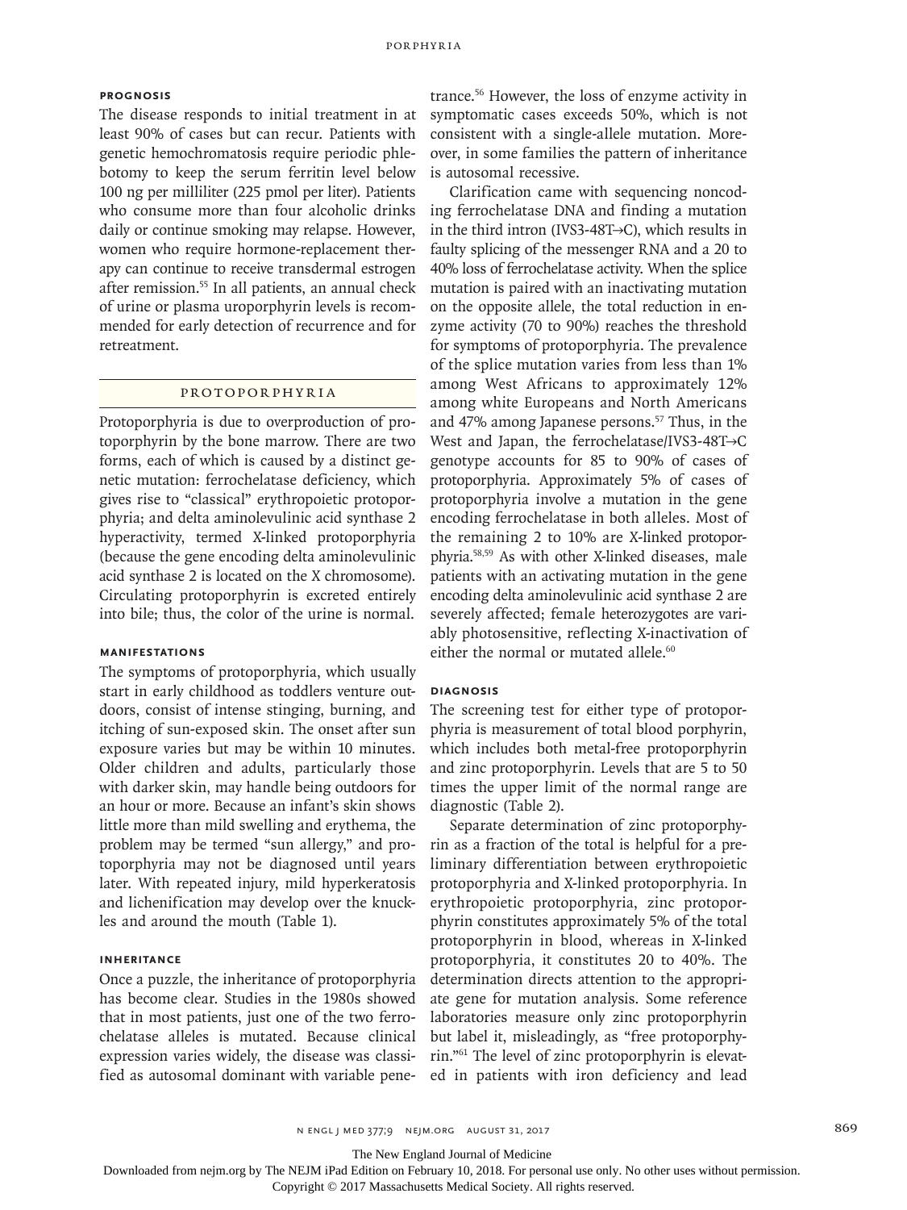### Prognosis

The disease responds to initial treatment in at least 90% of cases but can recur. Patients with genetic hemochromatosis require periodic phlebotomy to keep the serum ferritin level below 100 ng per milliliter (225 pmol per liter). Patients who consume more than four alcoholic drinks daily or continue smoking may relapse. However, women who require hormone-replacement therapy can continue to receive transdermal estrogen after remission.[55] In all patients, an annual check of urine or plasma uroporphyrin levels is recommended for early detection of recurrence and for retreatment.

## Protoporphyria

Protoporphyria is due to overproduction of protoporphyrin by the bone marrow. There are two forms, each of which is caused by a distinct genetic mutation: ferrochelatase deficiency, which gives rise to "classical" erythropoietic protoporphyria; and delta aminolevulinic acid synthase 2 hyperactivity, termed X-linked protoporphyria (because the gene encoding delta aminolevulinic acid synthase 2 is located on the X chromosome). Circulating protoporphyrin is excreted entirely into bile; thus, the color of the urine is normal.

### Manifestations

The symptoms of protoporphyria, which usually start in early childhood as toddlers venture outdoors, consist of intense stinging, burning, and itching of sun-exposed skin. The onset after sun exposure varies but may be within 10 minutes. Older children and adults, particularly those with darker skin, may handle being outdoors for an hour or more. Because an infant's skin shows little more than mild swelling and erythema, the problem may be termed "sun allergy," and protoporphyria may not be diagnosed until years later. With repeated injury, mild hyperkeratosis and lichenification may develop over the knuckles and around the mouth (Table 1).

### Inheritance

Once a puzzle, the inheritance of protoporphyria has become clear. Studies in the 1980s showed that in most patients, just one of the two ferrochelatase alleles is mutated. Because clinical expression varies widely, the disease was classified as autosomal dominant with variable penetrance.[56] However, the loss of enzyme activity in symptomatic cases exceeds 50%, which is not consistent with a single-allele mutation. Moreover, in some families the pattern of inheritance is autosomal recessive.

Clarification came with sequencing noncoding ferrochelatase DNA and finding a mutation in the third intron (IVS3-48T→C), which results in faulty splicing of the messenger RNA and a 20 to 40% loss of ferrochelatase activity. When the splice mutation is paired with an inactivating mutation on the opposite allele, the total reduction in enzyme activity (70 to 90%) reaches the threshold for symptoms of protoporphyria. The prevalence of the splice mutation varies from less than 1% among West Africans to approximately 12% among white Europeans and North Americans and 47% among Japanese persons.[57] Thus, in the West and Japan, the ferrochelatase/IVS3-48T→C genotype accounts for 85 to 90% of cases of protoporphyria. Approximately 5% of cases of protoporphyria involve a mutation in the gene encoding ferrochelatase in both alleles. Most of the remaining 2 to 10% are X-linked protoporphyria.[58,59] As with other X-linked diseases, male patients with an activating mutation in the gene encoding delta aminolevulinic acid synthase 2 are severely affected; female heterozygotes are variably photosensitive, reflecting X-inactivation of either the normal or mutated allele.[60]

### Diagnosis

The screening test for either type of protoporphyria is measurement of total blood porphyrin, which includes both metal-free protoporphyrin and zinc protoporphyrin. Levels that are 5 to 50 times the upper limit of the normal range are diagnostic (Table 2).

Separate determination of zinc protoporphyrin as a fraction of the total is helpful for a preliminary differentiation between erythropoietic protoporphyria and X-linked protoporphyria. In erythropoietic protoporphyria, zinc protoporphyrin constitutes approximately 5% of the total protoporphyrin in blood, whereas in X-linked protoporphyria, it constitutes 20 to 40%. The determination directs attention to the appropriate gene for mutation analysis. Some reference laboratories measure only zinc protoporphyrin but label it, misleadingly, as "free protoporphyrin."[61] The level of zinc protoporphyrin is elevated in patients with iron deficiency and lead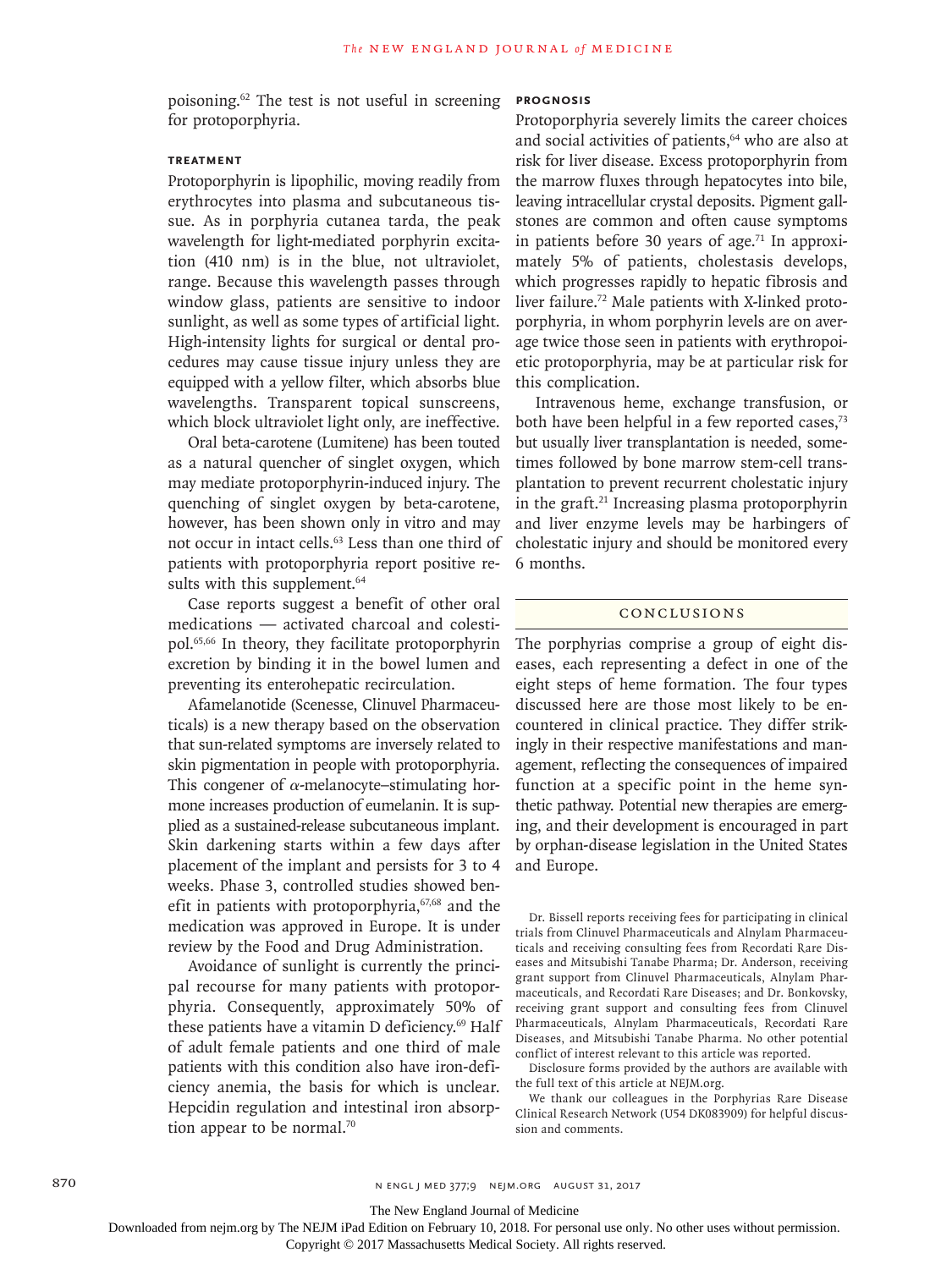poisoning.[62] The test is not useful in screening for protoporphyria.

### Treatment

Protoporphyrin is lipophilic, moving readily from erythrocytes into plasma and subcutaneous tissue. As in porphyria cutanea tarda, the peak wavelength for light-mediated porphyrin excitation (410 nm) is in the blue, not ultraviolet, range. Because this wavelength passes through window glass, patients are sensitive to indoor sunlight, as well as some types of artificial light. High-intensity lights for surgical or dental procedures may cause tissue injury unless they are equipped with a yellow filter, which absorbs blue wavelengths. Transparent topical sunscreens, which block ultraviolet light only, are ineffective.

Oral beta-carotene (Lumitene) has been touted as a natural quencher of singlet oxygen, which may mediate protoporphyrin-induced injury. The quenching of singlet oxygen by beta-carotene, however, has been shown only in vitro and may not occur in intact cells.[63] Less than one third of patients with protoporphyria report positive results with this supplement.[64]

Case reports suggest a benefit of other oral medications — activated charcoal and colestipol.[65,66] In theory, they facilitate protoporphyrin excretion by binding it in the bowel lumen and preventing its enterohepatic recirculation.

Afamelanotide (Scenesse, Clinuvel Pharmaceuticals) is a new therapy based on the observation that sun-related symptoms are inversely related to skin pigmentation in people with protoporphyria. This congener of $\alpha$-melanocyte–stimulating hormone increases production of eumelanin. It is supplied as a sustained-release subcutaneous implant. Skin darkening starts within a few days after placement of the implant and persists for 3 to 4 weeks. Phase 3, controlled studies showed benefit in patients with protoporphyria,[67,68] and the medication was approved in Europe. It is under review by the Food and Drug Administration.

Avoidance of sunlight is currently the principal recourse for many patients with protoporphyria. Consequently, approximately 50% of these patients have a vitamin D deficiency.[69] Half of adult female patients and one third of male patients with this condition also have iron-deficiency anemia, the basis for which is unclear. Hepcidin regulation and intestinal iron absorption appear to be normal.[70]

### Prognosis

Protoporphyria severely limits the career choices and social activities of patients,[64] who are also at risk for liver disease. Excess protoporphyrin from the marrow fluxes through hepatocytes into bile, leaving intracellular crystal deposits. Pigment gallstones are common and often cause symptoms in patients before 30 years of age.[71] In approximately 5% of patients, cholestasis develops, which progresses rapidly to hepatic fibrosis and liver failure.[72] Male patients with X-linked protoporphyria, in whom porphyrin levels are on average twice those seen in patients with erythropoietic protoporphyria, may be at particular risk for this complication.

Intravenous heme, exchange transfusion, or both have been helpful in a few reported cases,[73] but usually liver transplantation is needed, sometimes followed by bone marrow stem-cell transplantation to prevent recurrent cholestatic injury in the graft.[21] Increasing plasma protoporphyrin and liver enzyme levels may be harbingers of cholestatic injury and should be monitored every 6 months.

## Conclusions

The porphyrias comprise a group of eight diseases, each representing a defect in one of the eight steps of heme formation. The four types discussed here are those most likely to be encountered in clinical practice. They differ strikingly in their respective manifestations and management, reflecting the consequences of impaired function at a specific point in the heme synthetic pathway. Potential new therapies are emerging, and their development is encouraged in part by orphan-disease legislation in the United States and Europe.

Dr. Bissell reports receiving fees for participating in clinical trials from Clinuvel Pharmaceuticals and Alnylam Pharmaceuticals and receiving consulting fees from Recordati Rare Diseases and Mitsubishi Tanabe Pharma; Dr. Anderson, receiving grant support from Clinuvel Pharmaceuticals, Alnylam Pharmaceuticals, and Recordati Rare Diseases; and Dr. Bonkovsky, receiving grant support and consulting fees from Clinuvel Pharmaceuticals, Alnylam Pharmaceuticals, Recordati Rare Diseases, and Mitsubishi Tanabe Pharma. No other potential conflict of interest relevant to this article was reported.

Disclosure forms provided by the authors are available with the full text of this article at NEJM.org.

We thank our colleagues in the Porphyrias Rare Disease Clinical Research Network (U54 DK083909) for helpful discussion and comments.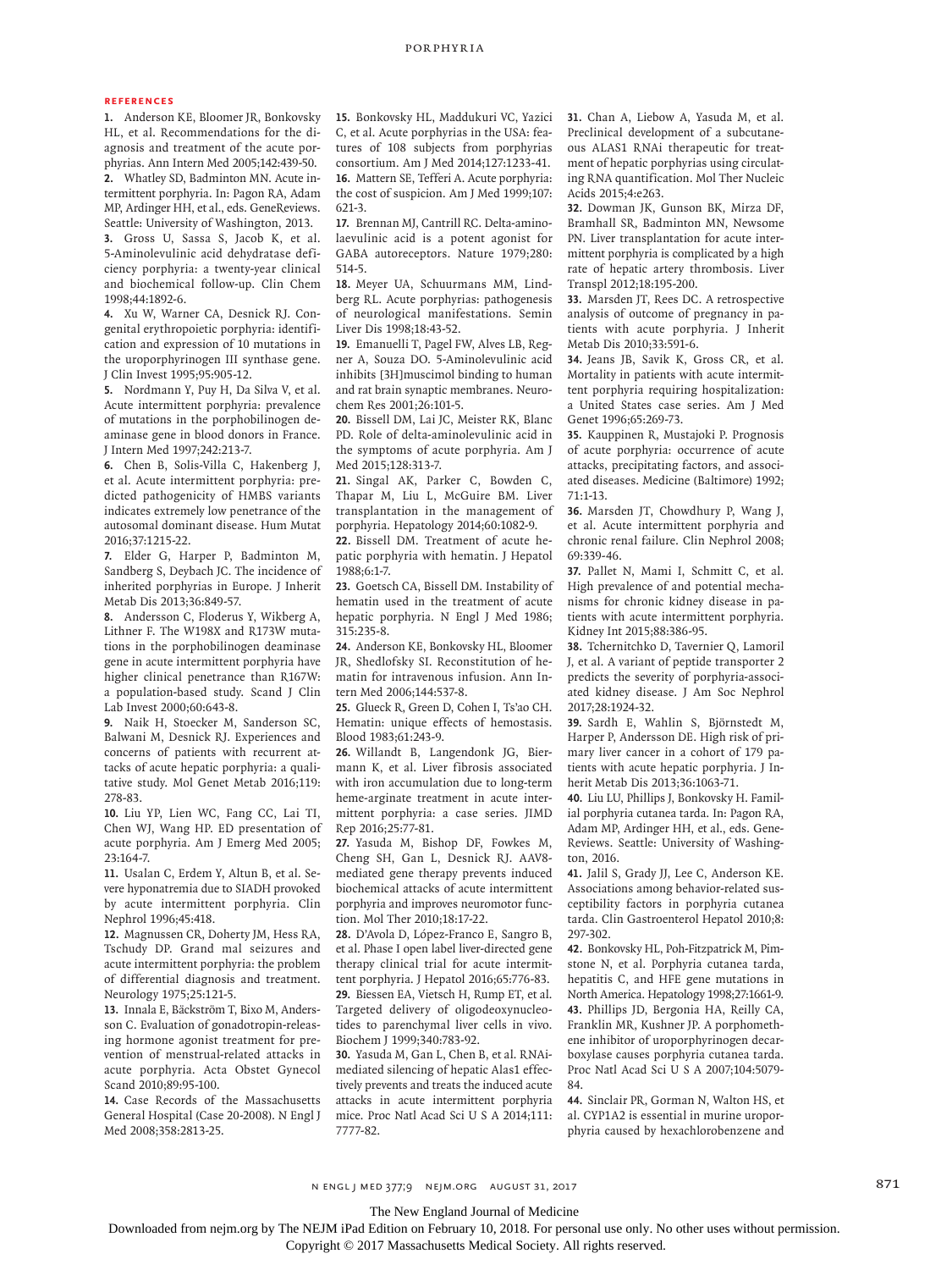## References

1. Anderson KE, Bloomer JR, Bonkovsky HL, et al. Recommendations for the diagnosis and treatment of the acute porphyrias. Ann Intern Med 2005;142:439-50.
2. Whatley SD, Badminton MN. Acute intermittent porphyria. In: Pagon RA, Adam MP, Ardinger HH, et al., eds. GeneReviews. Seattle: University of Washington, 2013.
3. Gross U, Sassa S, Jacob K, et al. 5-Aminolevulinic acid dehydratase deficiency porphyria: a twenty-year clinical and biochemical follow-up. Clin Chem 1998;44:1892-6.
4. Xu W, Warner CA, Desnick RJ. Congenital erythropoietic porphyria: identification and expression of 10 mutations in the uroporphyrinogen III synthase gene. J Clin Invest 1995;95:905-12.
5. Nordmann Y, Puy H, Da Silva V, et al. Acute intermittent porphyria: prevalence of mutations in the porphobilinogen deaminase gene in blood donors in France. J Intern Med 1997;242:213-7.
6. Chen B, Solis-Villa C, Hakenberg J, et al. Acute intermittent porphyria: predicted pathogenicity of HMBS variants indicates extremely low penetrance of the autosomal dominant disease. Hum Mutat 2016;37:1215-22.
7. Elder G, Harper P, Badminton M, Sandberg S, Deybach JC. The incidence of inherited porphyrias in Europe. J Inherit Metab Dis 2013;36:849-57.
8. Andersson C, Floderus Y, Wikberg A, Lithner F. The W198X and R173W mutations in the porphobilinogen deaminase gene in acute intermittent porphyria have higher clinical penetrance than R167W: a population-based study. Scand J Clin Lab Invest 2000;60:643-8.
9. Naik H, Stoecker M, Sanderson SC, Balwani M, Desnick RJ. Experiences and concerns of patients with recurrent attacks of acute hepatic porphyria: a qualitative study. Mol Genet Metab 2016;119:278-83.
10. Liu YP, Lien WC, Fang CC, Lai TI, Chen WJ, Wang HP. ED presentation of acute porphyria. Am J Emerg Med 2005;23:164-7.
11. Usalan C, Erdem Y, Altun B, et al. Severe hyponatremia due to SIADH provoked by acute intermittent porphyria. Clin Nephrol 1996;45:418.
12. Magnussen CR, Doherty JM, Hess RA, Tschudy DP. Grand mal seizures and acute intermittent porphyria: the problem of differential diagnosis and treatment. Neurology 1975;25:121-5.
13. Innala E, Bäckström T, Bixo M, Andersson C. Evaluation of gonadotropin-releasing hormone agonist treatment for prevention of menstrual-related attacks in acute porphyria. Acta Obstet Gynecol Scand 2010;89:95-100.
14. Case Records of the Massachusetts General Hospital (Case 20-2008). N Engl J Med 2008;358:2813-25.
15. Bonkovsky HL, Maddukuri VC, Yazici C, et al. Acute porphyrias in the USA: features of 108 subjects from porphyrias consortium. Am J Med 2014;127:1233-41.
16. Mattern SE, Tefferi A. Acute porphyria: the cost of suspicion. Am J Med 1999;107:621-3.
17. Brennan MJ, Cantrill RC. Delta-aminolaevulinic acid is a potent agonist for GABA autoreceptors. Nature 1979;280:514-5.
18. Meyer UA, Schuurmans MM, Lindberg RL. Acute porphyrias: pathogenesis of neurological manifestations. Semin Liver Dis 1998;18:43-52.
19. Emanuelli T, Pagel FW, Alves LB, Regner A, Souza DO. 5-Aminolevulinic acid inhibits [3H]muscimol binding to human and rat brain synaptic membranes. Neurochem Res 2001;26:101-5.
20. Bissell DM, Lai JC, Meister RK, Blanc PD. Role of delta-aminolevulinic acid in the symptoms of acute porphyria. Am J Med 2015;128:313-7.
21. Singal AK, Parker C, Bowden C, Thapar M, Liu L, McGuire BM. Liver transplantation in the management of porphyria. Hepatology 2014;60:1082-9.
22. Bissell DM. Treatment of acute hepatic porphyria with hematin. J Hepatol 1988;6:1-7.
23. Goetsch CA, Bissell DM. Instability of hematin used in the treatment of acute hepatic porphyria. N Engl J Med 1986;315:235-8.
24. Anderson KE, Bonkovsky HL, Bloomer JR, Shedlofsky SI. Reconstitution of hematin for intravenous infusion. Ann Intern Med 2006;144:537-8.
25. Glueck R, Green D, Cohen I, Ts'ao CH. Hematin: unique effects of hemostasis. Blood 1983;61:243-9.
26. Willandt B, Langendonk JG, Biermann K, et al. Liver fibrosis associated with iron accumulation due to long-term heme-arginate treatment in acute intermittent porphyria: a case series. JIMD Rep 2016;25:77-81.
27. Yasuda M, Bishop DF, Fowkes M, Cheng SH, Gan L, Desnick RJ. AAV8-mediated gene therapy prevents induced biochemical attacks of acute intermittent porphyria and improves neuromotor function. Mol Ther 2010;18:17-22.
28. D'Avola D, López-Franco E, Sangro B, et al. Phase I open label liver-directed gene therapy clinical trial for acute intermittent porphyria. J Hepatol 2016;65:776-83.
29. Biessen EA, Vietsch H, Rump ET, et al. Targeted delivery of oligodeoxynucleotides to parenchymal liver cells in vivo. Biochem J 1999;340:783-92.
30. Yasuda M, Gan L, Chen B, et al. RNAi-mediated silencing of hepatic Alas1 effectively prevents and treats the induced acute attacks in acute intermittent porphyria mice. Proc Natl Acad Sci U S A 2014;111:7777-82.
31. Chan A, Liebow A, Yasuda M, et al. Preclinical development of a subcutaneous ALAS1 RNAi therapeutic for treatment of hepatic porphyrias using circulating RNA quantification. Mol Ther Nucleic Acids 2015;4:e263.
32. Dowman JK, Gunson BK, Mirza DF, Bramhall SR, Badminton MN, Newsome PN. Liver transplantation for acute intermittent porphyria is complicated by a high rate of hepatic artery thrombosis. Liver Transpl 2012;18:195-200.
33. Marsden JT, Rees DC. A retrospective analysis of outcome of pregnancy in patients with acute porphyria. J Inherit Metab Dis 2010;33:591-6.
34. Jeans JB, Savik K, Gross CR, et al. Mortality in patients with acute intermittent porphyria requiring hospitalization: a United States case series. Am J Med Genet 1996;65:269-73.
35. Kauppinen R, Mustajoki P. Prognosis of acute porphyria: occurrence of acute attacks, precipitating factors, and associated diseases. Medicine (Baltimore) 1992;71:1-13.
36. Marsden JT, Chowdhury P, Wang J, et al. Acute intermittent porphyria and chronic renal failure. Clin Nephrol 2008;69:339-46.
37. Pallet N, Mami I, Schmitt C, et al. High prevalence of and potential mechanisms for chronic kidney disease in patients with acute intermittent porphyria. Kidney Int 2015;88:386-95.
38. Tchernitchko D, Tavernier Q, Lamoril J, et al. A variant of peptide transporter 2 predicts the severity of porphyria-associated kidney disease. J Am Soc Nephrol 2017;28:1924-32.
39. Sardh E, Wahlin S, Björnstedt M, Harper P, Andersson DE. High risk of primary liver cancer in a cohort of 179 patients with acute hepatic porphyria. J Inherit Metab Dis 2013;36:1063-71.
40. Liu LU, Phillips J, Bonkovsky H. Familial porphyria cutanea tarda. In: Pagon RA, Adam MP, Ardinger HH, et al., eds. GeneReviews. Seattle: University of Washington, 2016.
41. Jalil S, Grady JJ, Lee C, Anderson KE. Associations among behavior-related susceptibility factors in porphyria cutanea tarda. Clin Gastroenterol Hepatol 2010;8:297-302.
42. Bonkovsky HL, Poh-Fitzpatrick M, Pimstone N, et al. Porphyria cutanea tarda, hepatitis C, and HFE gene mutations in North America. Hepatology 1998;27:1661-9.
43. Phillips JD, Bergonia HA, Reilly CA, Franklin MR, Kushner JP. A porphomethene inhibitor of uroporphyrinogen decarboxylase causes porphyria cutanea tarda. Proc Natl Acad Sci U S A 2007;104:5079-84.
44. Sinclair PR, Gorman N, Walton HS, et al. CYP1A2 is essential in murine uroporphyria caused by hexachlorobenzene and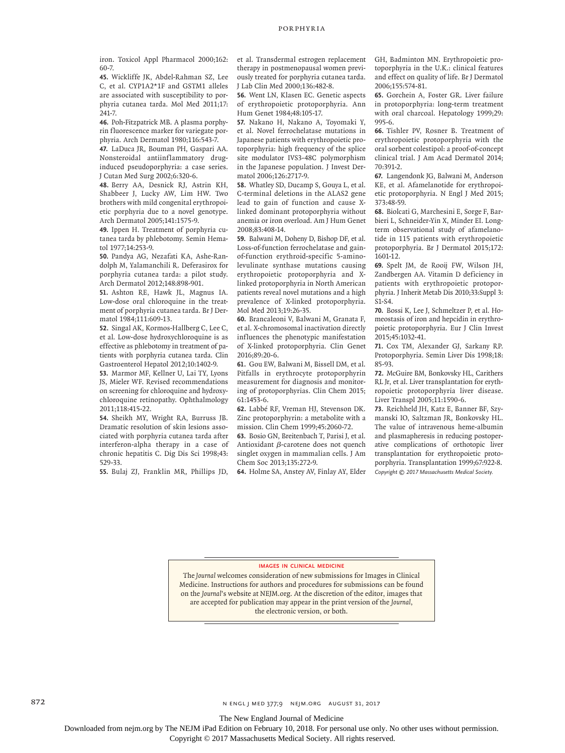iron. Toxicol Appl Pharmacol 2000;162:60-7.

**45.** Wickliffe JK, Abdel-Rahman SZ, Lee C, et al. CYP1A2*1F and GSTM1 alleles are associated with susceptibility to porphyria cutanea tarda. Mol Med 2011;17:241-7.

**46.** Poh-Fitzpatrick MB. A plasma porphyrin fluorescence marker for variegate porphyria. Arch Dermatol 1980;116:543-7.

**47.** LaDuca JR, Bouman PH, Gaspari AA. Nonsteroidal antiinflammatory drug-induced pseudoporphyria: a case series. J Cutan Med Surg 2002;6:320-6.

**48.** Berry AA, Desnick RJ, Astrin KH, Shabbeer J, Lucky AW, Lim HW. Two brothers with mild congenital erythropoietic porphyria due to a novel genotype. Arch Dermatol 2005;141:1575-9.

**49.** Ippen H. Treatment of porphyria cutanea tarda by phlebotomy. Semin Hematol 1977;14:253-9.

**50.** Pandya AG, Nezafati KA, Ashe-Randolph M, Yalamanchili R. Deferasirox for porphyria cutanea tarda: a pilot study. Arch Dermatol 2012;148:898-901.

**51.** Ashton RE, Hawk JL, Magnus IA. Low-dose oral chloroquine in the treatment of porphyria cutanea tarda. Br J Dermatol 1984;111:609-13.

**52.** Singal AK, Kormos-Hallberg C, Lee C, et al. Low-dose hydroxychloroquine is as effective as phlebotomy in treatment of patients with porphyria cutanea tarda. Clin Gastroenterol Hepatol 2012;10:1402-9.

**53.** Marmor MF, Kellner U, Lai TY, Lyons JS, Mieler WF. Revised recommendations on screening for chloroquine and hydroxychloroquine retinopathy. Ophthalmology 2011;118:415-22.

**54.** Sheikh MY, Wright RA, Burruss JB. Dramatic resolution of skin lesions associated with porphyria cutanea tarda after interferon-alpha therapy in a case of chronic hepatitis C. Dig Dis Sci 1998;43:529-33.

**55.** Bulaj ZJ, Franklin MR, Phillips JD, et al. Transdermal estrogen replacement therapy in postmenopausal women previously treated for porphyria cutanea tarda. J Lab Clin Med 2000;136:482-8.

**56.** Went LN, Klasen EC. Genetic aspects of erythropoietic protoporphyria. Ann Hum Genet 1984;48:105-17.

**57.** Nakano H, Nakano A, Toyomaki Y, et al. Novel ferrochelatase mutations in Japanese patients with erythropoietic protoporphyria: high frequency of the splice site modulator IVS3-48C polymorphism in the Japanese population. J Invest Dermatol 2006;126:2717-9.

**58.** Whatley SD, Ducamp S, Gouya L, et al. C-terminal deletions in the ALAS2 gene lead to gain of function and cause X-linked dominant protoporphyria without anemia or iron overload. Am J Hum Genet 2008;83:408-14.

**59.** Balwani M, Doheny D, Bishop DF, et al. Loss-of-function ferrochelatase and gain-of-function erythroid-specific 5-aminolevulinate synthase mutations causing erythropoietic protoporphyria and X-linked protoporphyria in North American patients reveal novel mutations and a high prevalence of X-linked protoporphyria. Mol Med 2013;19:26-35.

**60.** Brancaleoni V, Balwani M, Granata F, et al. X-chromosomal inactivation directly influences the phenotypic manifestation of X-linked protoporphyria. Clin Genet 2016;89:20-6.

**61.** Gou EW, Balwani M, Bissell DM, et al. Pitfalls in erythrocyte protoporphyrin measurement for diagnosis and monitoring of protoporphyrias. Clin Chem 2015;61:1453-6.

**62.** Labbé RF, Vreman HJ, Stevenson DK. Zinc protoporphyrin: a metabolite with a mission. Clin Chem 1999;45:2060-72.

**63.** Bosio GN, Breitenbach T, Parisi J, et al. Antioxidant $\beta$-carotene does not quench singlet oxygen in mammalian cells. J Am Chem Soc 2013;135:272-9.

**64.** Holme SA, Anstey AV, Finlay AY, Elder GH, Badminton MN. Erythropoietic protoporphyria in the U.K.: clinical features and effect on quality of life. Br J Dermatol 2006;155:574-81.

**65.** Gorchein A, Foster GR. Liver failure in protoporphyria: long-term treatment with oral charcoal. Hepatology 1999;29:995-6.

**66.** Tishler PV, Rosner B. Treatment of erythropoietic protoporphyria with the oral sorbent colestipol: a proof-of-concept clinical trial. J Am Acad Dermatol 2014;70:391-2.

**67.** Langendonk JG, Balwani M, Anderson KE, et al. Afamelanotide for erythropoietic protoporphyria. N Engl J Med 2015;373:48-59.

**68.** Biolcati G, Marchesini E, Sorge F, Barbieri L, Schneider-Yin X, Minder EI. Long-term observational study of afamelanotide in 115 patients with erythropoietic protoporphyria. Br J Dermatol 2015;172:1601-12.

**69.** Spelt JM, de Rooij FW, Wilson JH, Zandbergen AA. Vitamin D deficiency in patients with erythropoietic protoporphyria. J Inherit Metab Dis 2010;33:Suppl 3:S1-S4.

**70.** Bossi K, Lee J, Schmeltzer P, et al. Homeostasis of iron and hepcidin in erythropoietic protoporphyria. Eur J Clin Invest 2015;45:1032-41.

**71.** Cox TM, Alexander GJ, Sarkany RP. Protoporphyria. Semin Liver Dis 1998;18:85-93.

**72.** McGuire BM, Bonkovsky HL, Carithers RL Jr, et al. Liver transplantation for erythropoietic protoporphyria liver disease. Liver Transpl 2005;11:1590-6.

**73.** Reichheld JH, Katz E, Banner BF, Szymanski IO, Saltzman JR, Bonkovsky HL. The value of intravenous heme-albumin and plasmapheresis in reducing postoperative complications of orthotopic liver transplantation for erythropoietic protoporphyria. Transplantation 1999;67:922-8.

*Copyright © 2017 Massachusetts Medical Society.*

**IMAGES IN CLINICAL MEDICINE**

The *Journal* welcomes consideration of new submissions for Images in Clinical Medicine. Instructions for authors and procedures for submissions can be found on the *Journal*'s website at NEJM.org. At the discretion of the editor, images that are accepted for publication may appear in the print version of the *Journal*, the electronic version, or both.